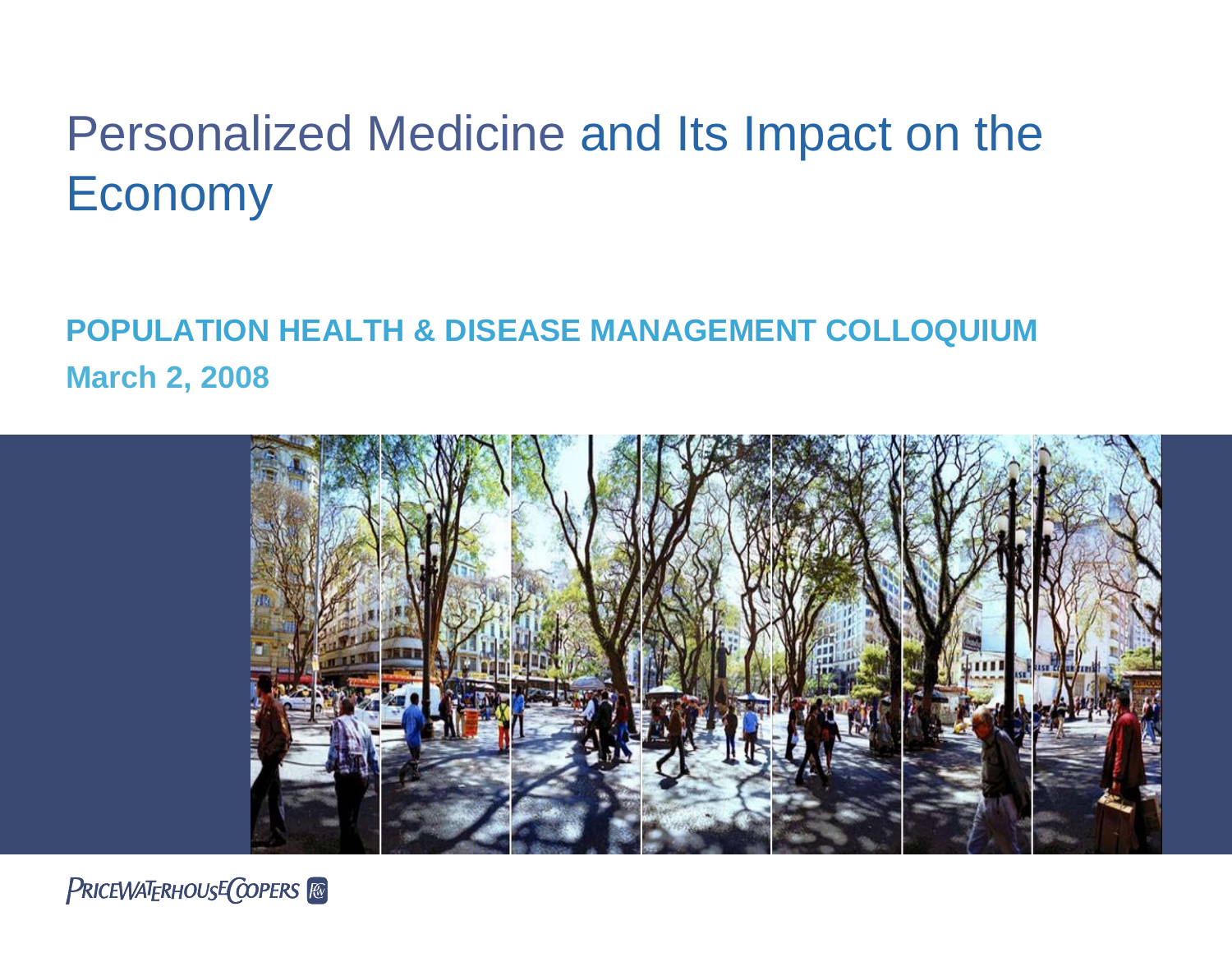# Personalized Medicine and Its Impact on the Economy

**POPULATION HEALTH & DISEASE MANAGEMENT COLLOQUIUM**

**March 2, 2008**

PRICEWATERHOUSECOOPERS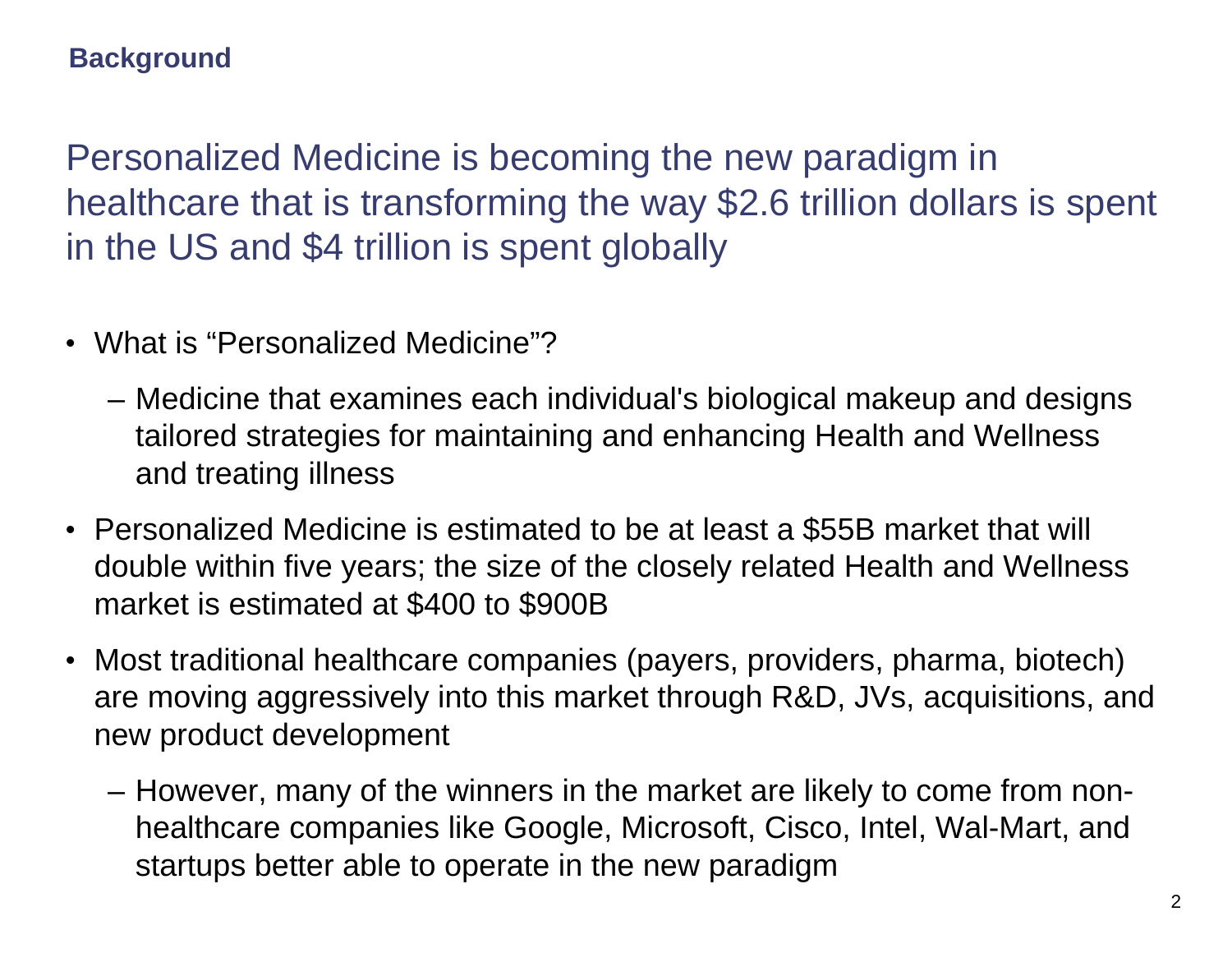**Background**

## Personalized Medicine is becoming the new paradigm in healthcare that is transforming the way $2.6 trillion dollars is spent in the US and $4 trillion is spent globally

- What is “Personalized Medicine”?
  - Medicine that examines each individual's biological makeup and designs tailored strategies for maintaining and enhancing Health and Wellness and treating illness
- Personalized Medicine is estimated to be at least a $55B market that will double within five years; the size of the closely related Health and Wellness market is estimated at $400 to $900B
- Most traditional healthcare companies (payers, providers, pharma, biotech) are moving aggressively into this market through R&D, JVs, acquisitions, and new product development
  - However, many of the winners in the market are likely to come from non-healthcare companies like Google, Microsoft, Cisco, Intel, Wal-Mart, and startups better able to operate in the new paradigm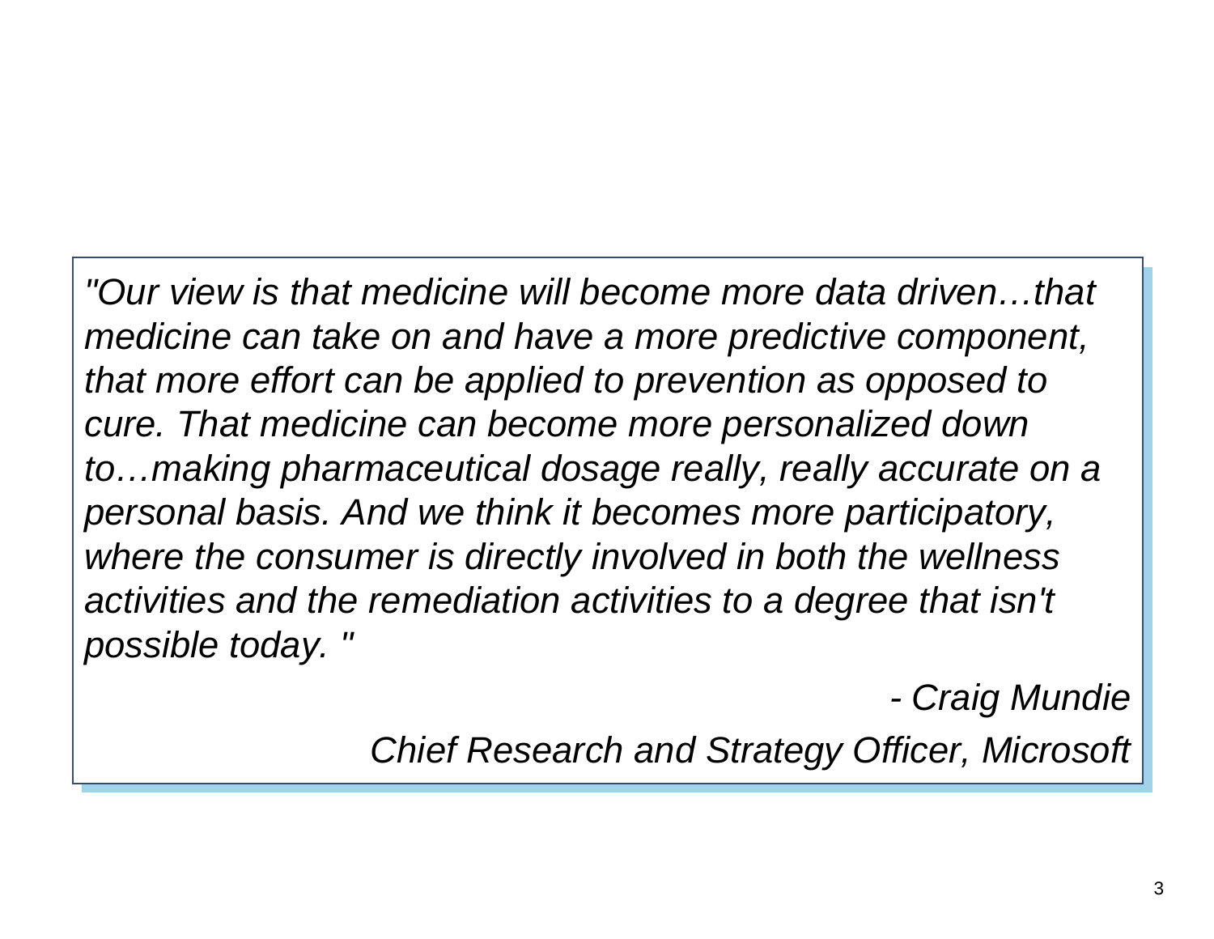*"Our view is that medicine will become more data driven…that medicine can take on and have a more predictive component, that more effort can be applied to prevention as opposed to cure. That medicine can become more personalized down to…making pharmaceutical dosage really, really accurate on a personal basis. And we think it becomes more participatory, where the consumer is directly involved in both the wellness activities and the remediation activities to a degree that isn't possible today. "*

*- Craig Mundie*

*Chief Research and Strategy Officer, Microsoft*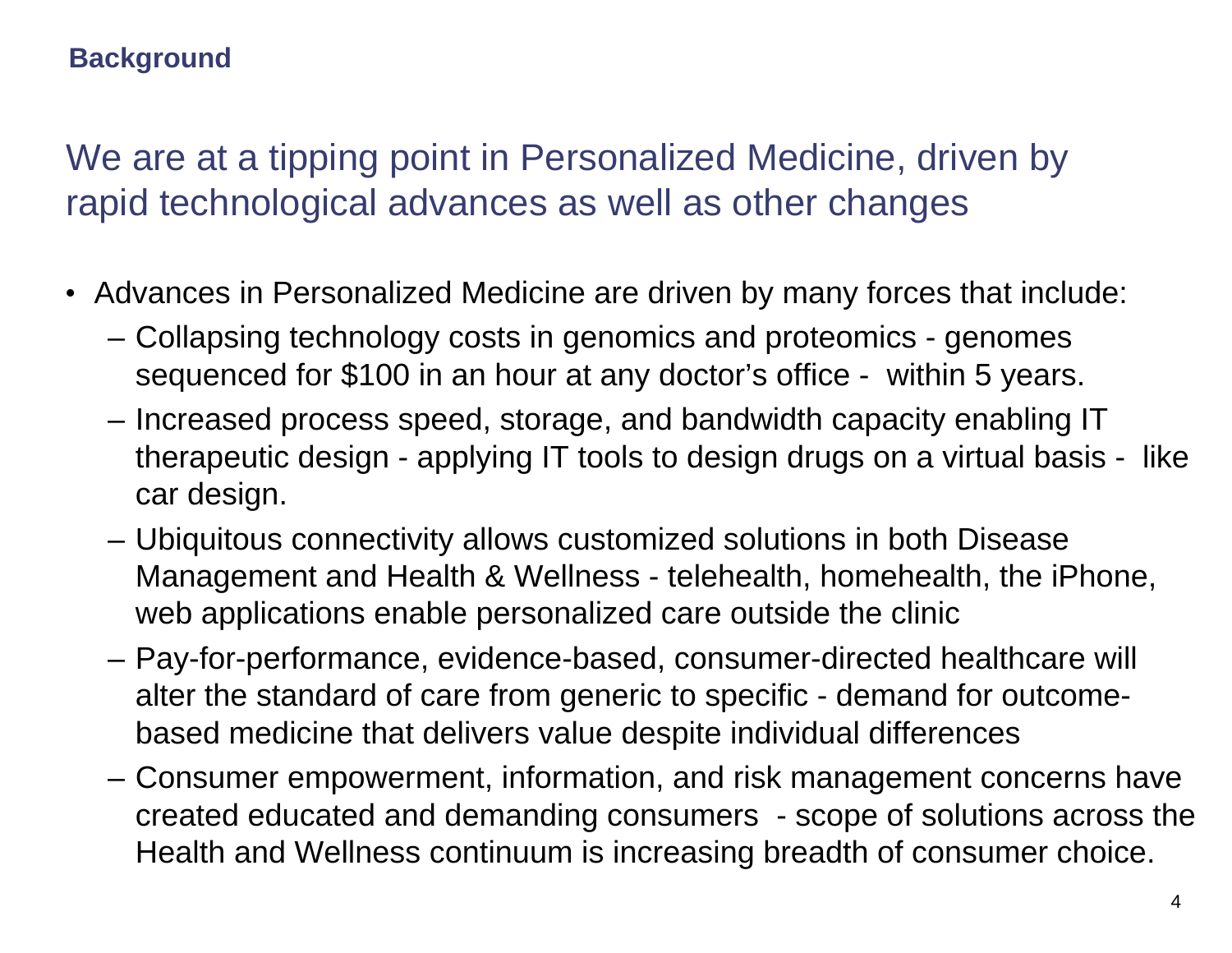**Background**

# We are at a tipping point in Personalized Medicine, driven by rapid technological advances as well as other changes

- Advances in Personalized Medicine are driven by many forces that include:
  - Collapsing technology costs in genomics and proteomics - genomes sequenced for $100 in an hour at any doctor's office - within 5 years.
  - Increased process speed, storage, and bandwidth capacity enabling IT therapeutic design - applying IT tools to design drugs on a virtual basis - like car design.
  - Ubiquitous connectivity allows customized solutions in both Disease Management and Health & Wellness - telehealth, homehealth, the iPhone, web applications enable personalized care outside the clinic
  - Pay-for-performance, evidence-based, consumer-directed healthcare will alter the standard of care from generic to specific - demand for outcome-based medicine that delivers value despite individual differences
  - Consumer empowerment, information, and risk management concerns have created educated and demanding consumers - scope of solutions across the Health and Wellness continuum is increasing breadth of consumer choice.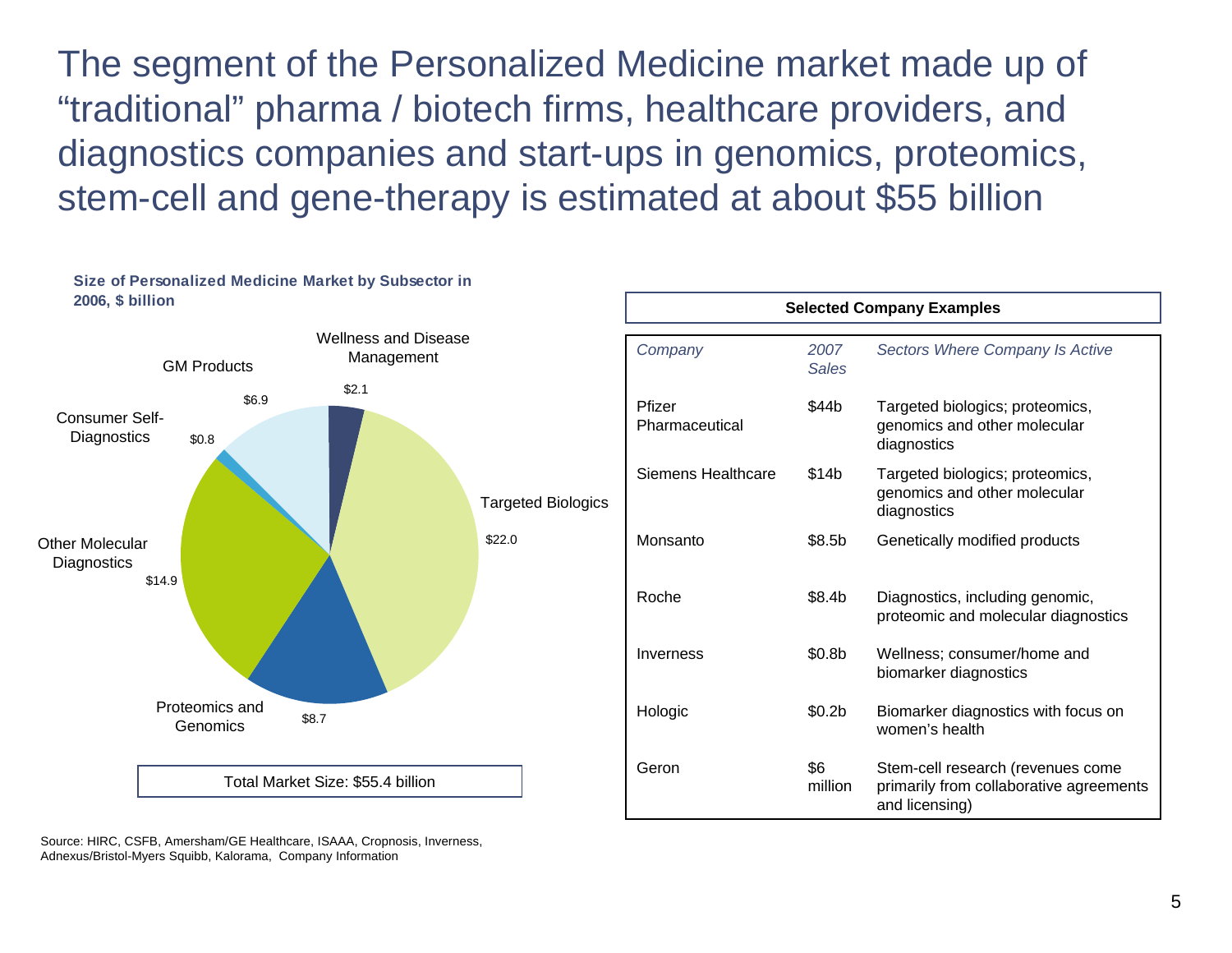# The segment of the Personalized Medicine market made up of "traditional" pharma / biotech firms, healthcare providers, and diagnostics companies and start-ups in genomics, proteomics, stem-cell and gene-therapy is estimated at about $55 billion

**Size of Personalized Medicine Market by Subsector in 2006, $ billion**

| Subsector | $ billion |
| --- | --- |
| Wellness and Disease Management | $2.1 |
| Targeted Biologics | $22.0 |
| Proteomics and Genomics | $8.7 |
| Other Molecular Diagnostics | $14.9 |
| Consumer Self-Diagnostics | $0.8 |
| GM Products | $6.9 |

Total Market Size: $55.4 billion

**Selected Company Examples**

| *Company* | *2007 Sales* | *Sectors Where Company Is Active* |
| --- | --- | --- |
| Pfizer Pharmaceutical | $44b | Targeted biologics; proteomics, genomics and other molecular diagnostics |
| Siemens Healthcare | $14b | Targeted biologics; proteomics, genomics and other molecular diagnostics |
| Monsanto | $8.5b | Genetically modified products |
| Roche | $8.4b | Diagnostics, including genomic, proteomic and molecular diagnostics |
| Inverness | $0.8b | Wellness; consumer/home and biomarker diagnostics |
| Hologic | $0.2b | Biomarker diagnostics with focus on women's health |
| Geron | $6 million | Stem-cell research (revenues come primarily from collaborative agreements and licensing) |

Source: HIRC, CSFB, Amersham/GE Healthcare, ISAAA, Cropnosis, Inverness, Adnexus/Bristol-Myers Squibb, Kalorama, Company Information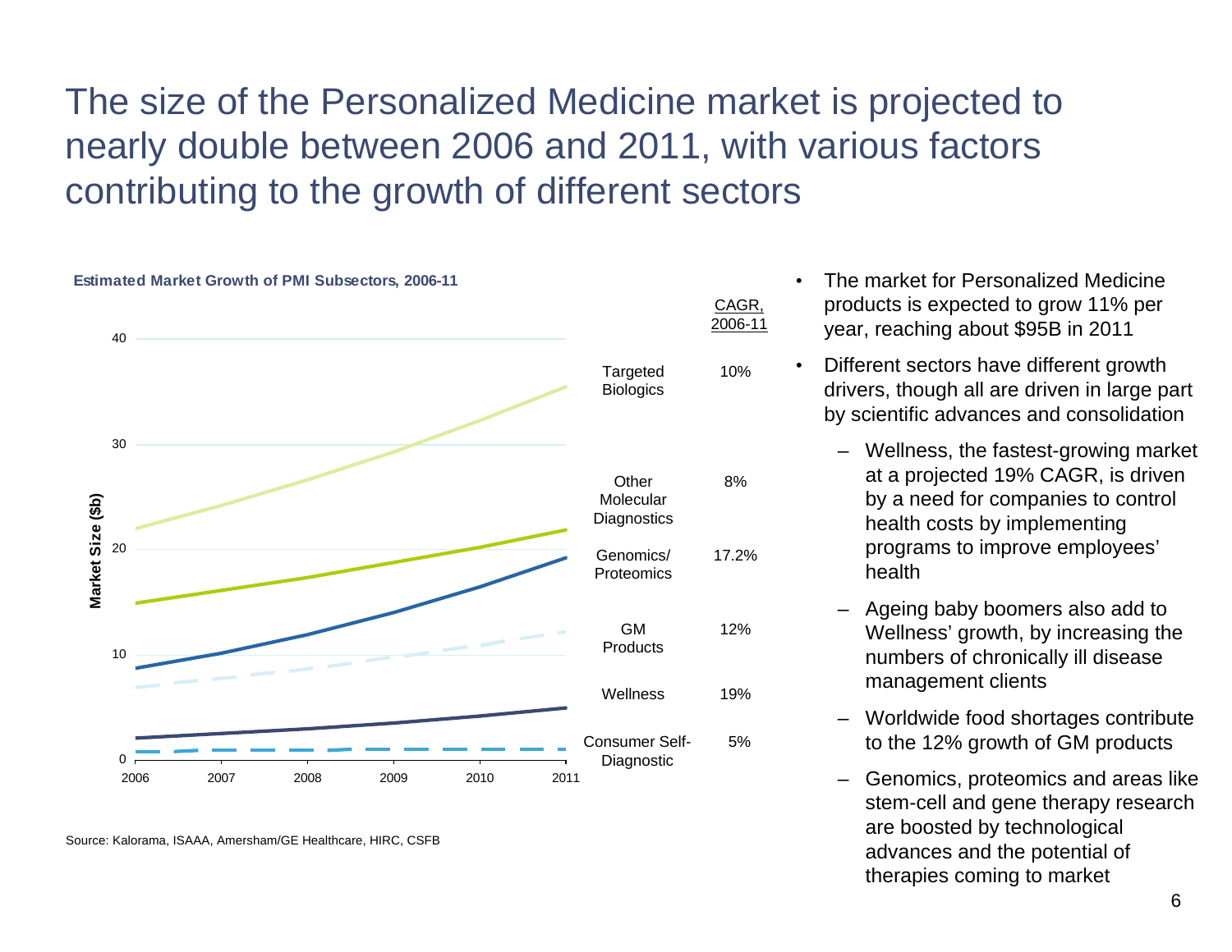# The size of the Personalized Medicine market is projected to nearly double between 2006 and 2011, with various factors contributing to the growth of different sectors

**Estimated Market Growth of PMI Subsectors, 2006-11**

| Subsector | CAGR, 2006-11 |
|---|---|
| Targeted Biologics | 10% |
| Other Molecular Diagnostics | 8% |
| Genomics/ Proteomics | 17.2% |
| GM Products | 12% |
| Wellness | 19% |
| Consumer Self-Diagnostic | 5% |

Source: Kalorama, ISAAA, Amersham/GE Healthcare, HIRC, CSFB

- The market for Personalized Medicine products is expected to grow 11% per year, reaching about $95B in 2011
- Different sectors have different growth drivers, though all are driven in large part by scientific advances and consolidation
  - Wellness, the fastest-growing market at a projected 19% CAGR, is driven by a need for companies to control health costs by implementing programs to improve employees' health
  - Ageing baby boomers also add to Wellness' growth, by increasing the numbers of chronically ill disease management clients
  - Worldwide food shortages contribute to the 12% growth of GM products
  - Genomics, proteomics and areas like stem-cell and gene therapy research are boosted by technological advances and the potential of therapies coming to market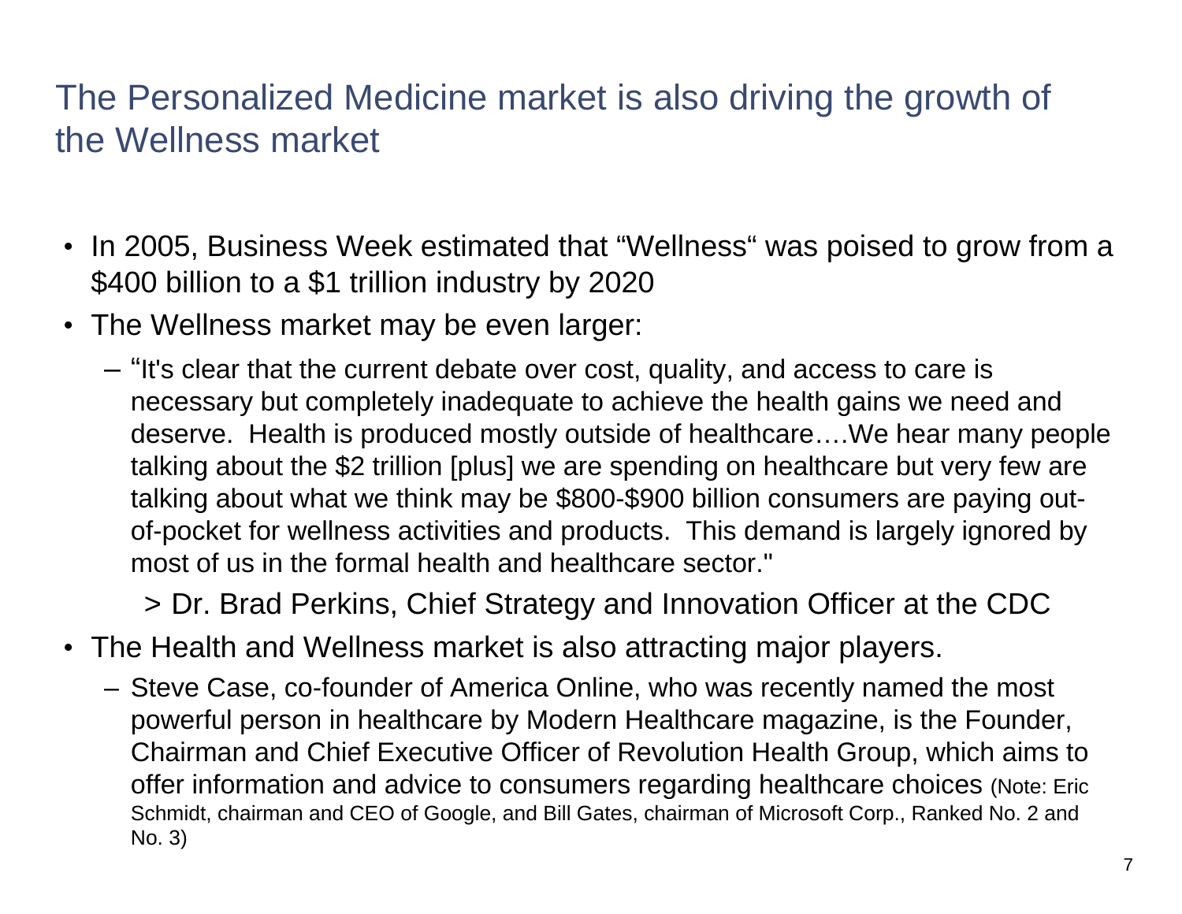# The Personalized Medicine market is also driving the growth of the Wellness market

- In 2005, Business Week estimated that "Wellness" was poised to grow from a $400 billion to a $1 trillion industry by 2020
- The Wellness market may be even larger:
  - "It's clear that the current debate over cost, quality, and access to care is necessary but completely inadequate to achieve the health gains we need and deserve. Health is produced mostly outside of healthcare….We hear many people talking about the $2 trillion [plus] we are spending on healthcare but very few are talking about what we think may be $800-$900 billion consumers are paying out-of-pocket for wellness activities and products. This demand is largely ignored by most of us in the formal health and healthcare sector."

    > Dr. Brad Perkins, Chief Strategy and Innovation Officer at the CDC
- The Health and Wellness market is also attracting major players.
  - Steve Case, co-founder of America Online, who was recently named the most powerful person in healthcare by Modern Healthcare magazine, is the Founder, Chairman and Chief Executive Officer of Revolution Health Group, which aims to offer information and advice to consumers regarding healthcare choices (Note: Eric Schmidt, chairman and CEO of Google, and Bill Gates, chairman of Microsoft Corp., Ranked No. 2 and No. 3)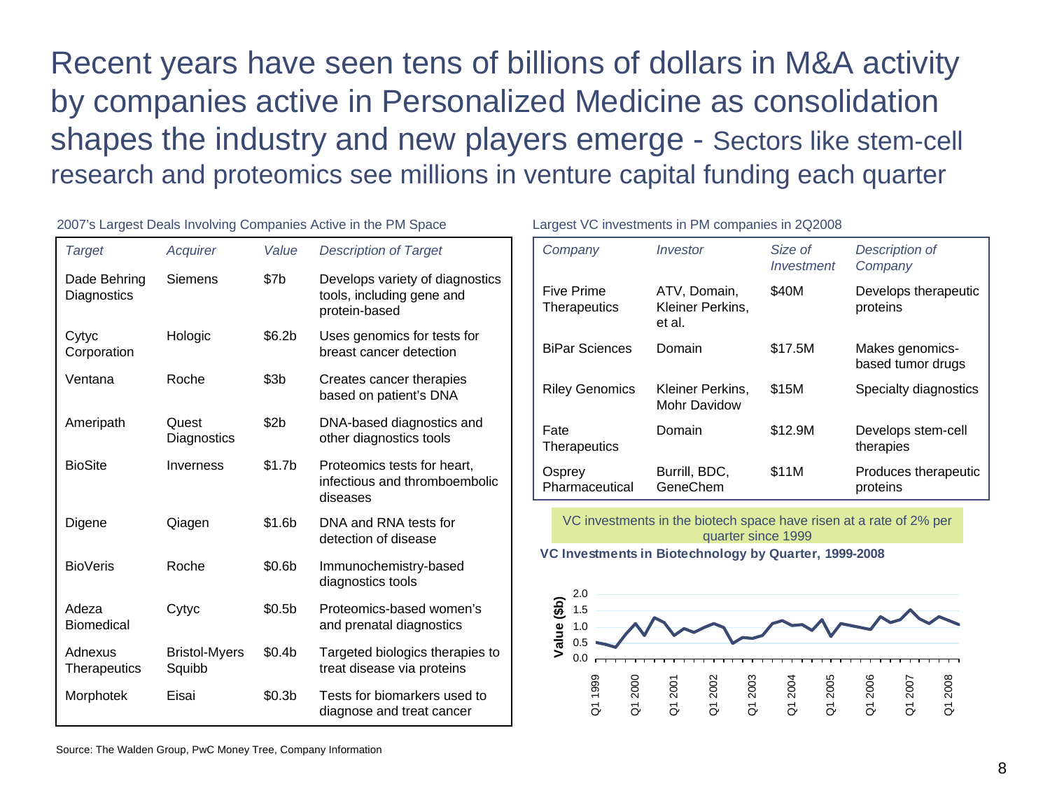# Recent years have seen tens of billions of dollars in M&A activity by companies active in Personalized Medicine as consolidation shapes the industry and new players emerge - Sectors like stem-cell research and proteomics see millions in venture capital funding each quarter

2007's Largest Deals Involving Companies Active in the PM Space

| *Target* | *Acquirer* | *Value* | *Description of Target* |
|---|---|---|---|
| Dade Behring Diagnostics | Siemens | \$7b | Develops variety of diagnostics tools, including gene and protein-based |
| Cytyc Corporation | Hologic | \$6.2b | Uses genomics for tests for breast cancer detection |
| Ventana | Roche | \$3b | Creates cancer therapies based on patient's DNA |
| Ameripath | Quest Diagnostics | \$2b | DNA-based diagnostics and other diagnostics tools |
| BioSite | Inverness | \$1.7b | Proteomics tests for heart, infectious and thromboembolic diseases |
| Digene | Qiagen | \$1.6b | DNA and RNA tests for detection of disease |
| BioVeris | Roche | \$0.6b | Immunochemistry-based diagnostics tools |
| Adeza Biomedical | Cytyc | \$0.5b | Proteomics-based women's and prenatal diagnostics |
| Adnexus Therapeutics | Bristol-Myers Squibb | \$0.4b | Targeted biologics therapies to treat disease via proteins |
| Morphotek | Eisai | \$0.3b | Tests for biomarkers used to diagnose and treat cancer |

Largest VC investments in PM companies in 2Q2008

| *Company* | *Investor* | *Size of Investment* | *Description of Company* |
|---|---|---|---|
| Five Prime Therapeutics | ATV, Domain, Kleiner Perkins, et al. | \$40M | Develops therapeutic proteins |
| BiPar Sciences | Domain | \$17.5M | Makes genomics-based tumor drugs |
| Riley Genomics | Kleiner Perkins, Mohr Davidow | \$15M | Specialty diagnostics |
| Fate Therapeutics | Domain | \$12.9M | Develops stem-cell therapies |
| Osprey Pharmaceutical | Burrill, BDC, GeneChem | \$11M | Produces therapeutic proteins |

VC investments in the biotech space have risen at a rate of 2% per quarter since 1999

**VC Investments in Biotechnology by Quarter, 1999-2008**

Value (\$b): 0.0, 0.5, 1.0, 1.5, 2.0

Q1 1999, Q1 2000, Q1 2001, Q1 2002, Q1 2003, Q1 2004, Q1 2005, Q1 2006, Q1 2007, Q1 2008

Source: The Walden Group, PwC Money Tree, Company Information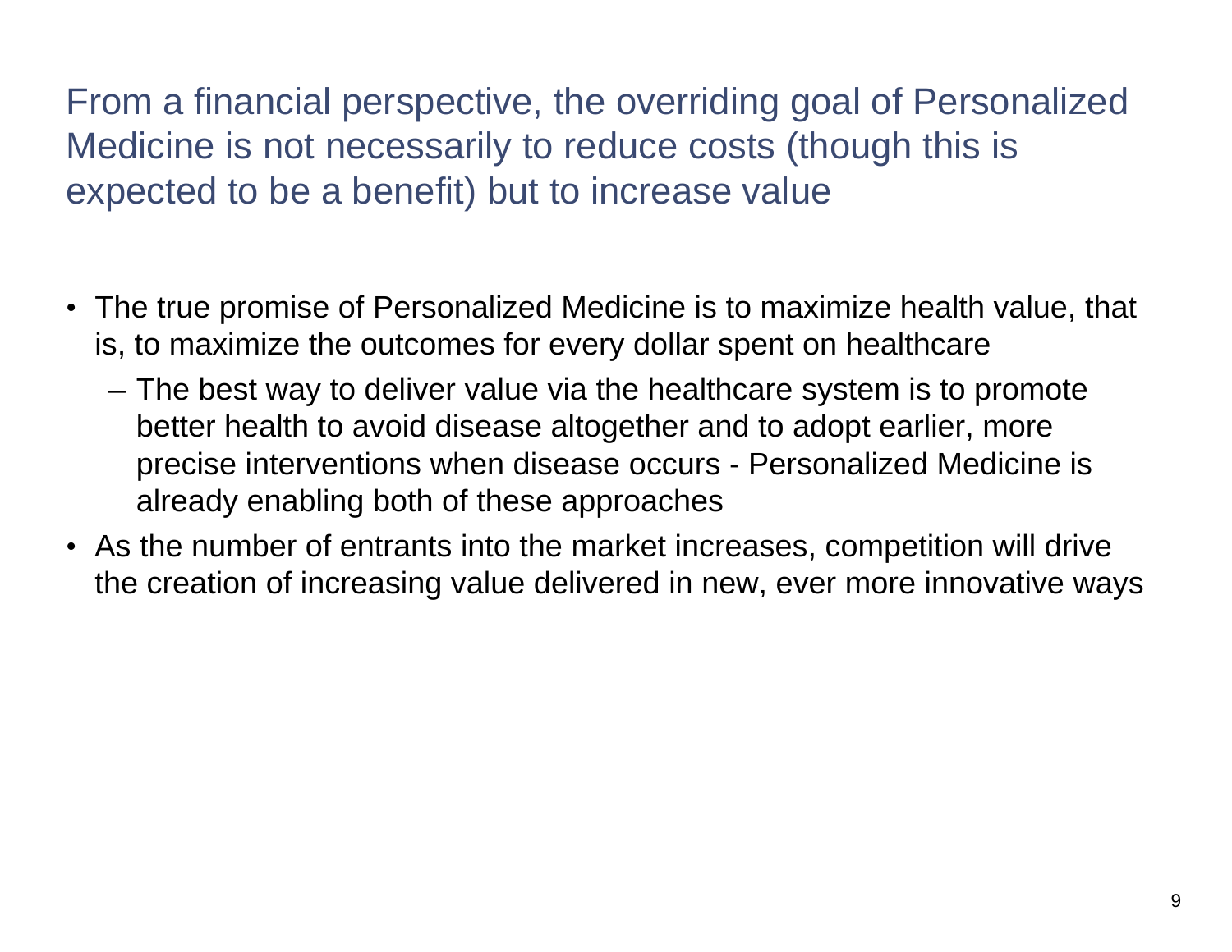# From a financial perspective, the overriding goal of Personalized Medicine is not necessarily to reduce costs (though this is expected to be a benefit) but to increase value

- The true promise of Personalized Medicine is to maximize health value, that is, to maximize the outcomes for every dollar spent on healthcare
  - The best way to deliver value via the healthcare system is to promote better health to avoid disease altogether and to adopt earlier, more precise interventions when disease occurs - Personalized Medicine is already enabling both of these approaches
- As the number of entrants into the market increases, competition will drive the creation of increasing value delivered in new, ever more innovative ways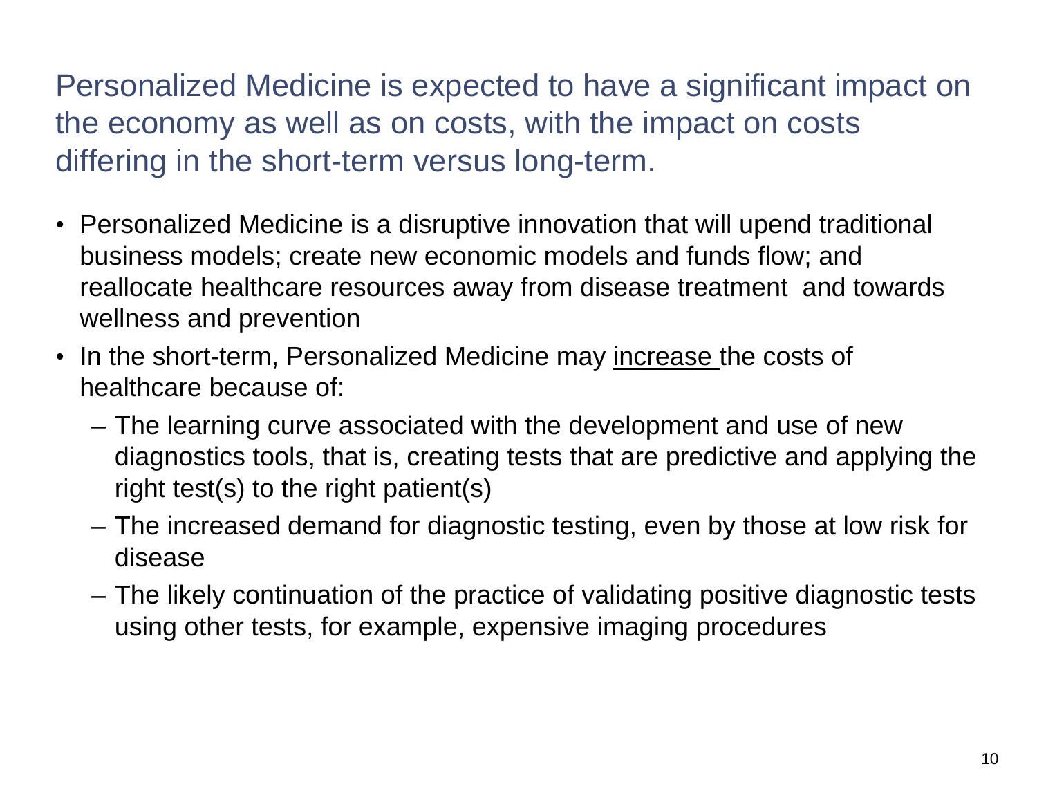## Personalized Medicine is expected to have a significant impact on the economy as well as on costs, with the impact on costs differing in the short-term versus long-term.

- Personalized Medicine is a disruptive innovation that will upend traditional business models; create new economic models and funds flow; and reallocate healthcare resources away from disease treatment and towards wellness and prevention
- In the short-term, Personalized Medicine may <u>increase</u> the costs of healthcare because of:
  - The learning curve associated with the development and use of new diagnostics tools, that is, creating tests that are predictive and applying the right test(s) to the right patient(s)
  - The increased demand for diagnostic testing, even by those at low risk for disease
  - The likely continuation of the practice of validating positive diagnostic tests using other tests, for example, expensive imaging procedures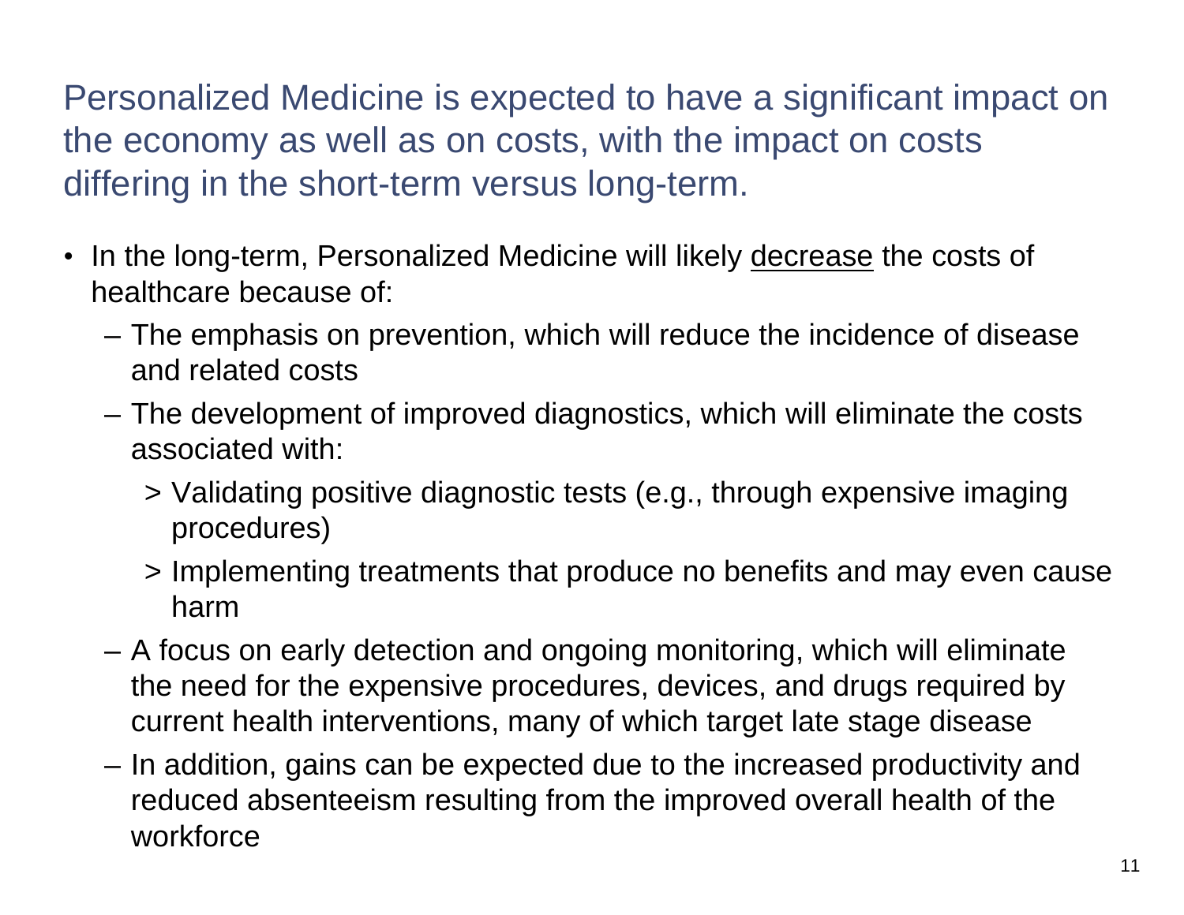## Personalized Medicine is expected to have a significant impact on the economy as well as on costs, with the impact on costs differing in the short-term versus long-term.

- In the long-term, Personalized Medicine will likely <u>decrease</u> the costs of healthcare because of:
  - The emphasis on prevention, which will reduce the incidence of disease and related costs
  - The development of improved diagnostics, which will eliminate the costs associated with:
    - Validating positive diagnostic tests (e.g., through expensive imaging procedures)
    - Implementing treatments that produce no benefits and may even cause harm
  - A focus on early detection and ongoing monitoring, which will eliminate the need for the expensive procedures, devices, and drugs required by current health interventions, many of which target late stage disease
  - In addition, gains can be expected due to the increased productivity and reduced absenteeism resulting from the improved overall health of the workforce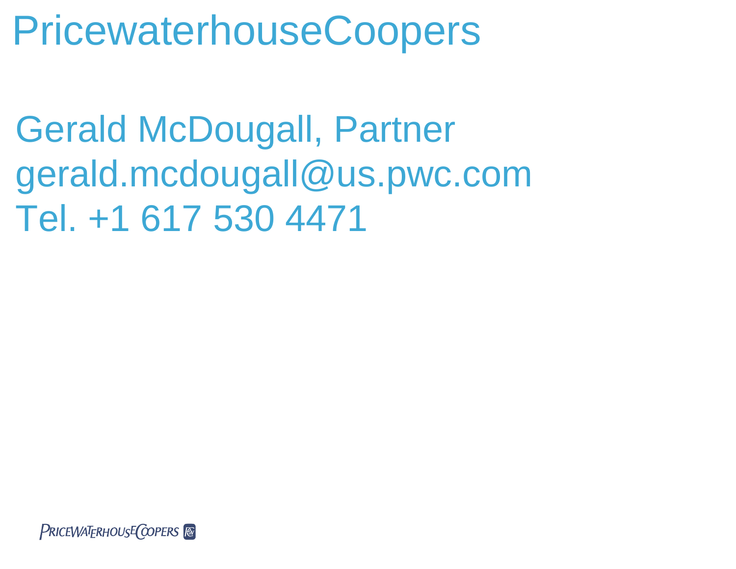# PricewaterhouseCoopers

Gerald McDougall, Partner
gerald.mcdougall@us.pwc.com
Tel. +1 617 530 4471